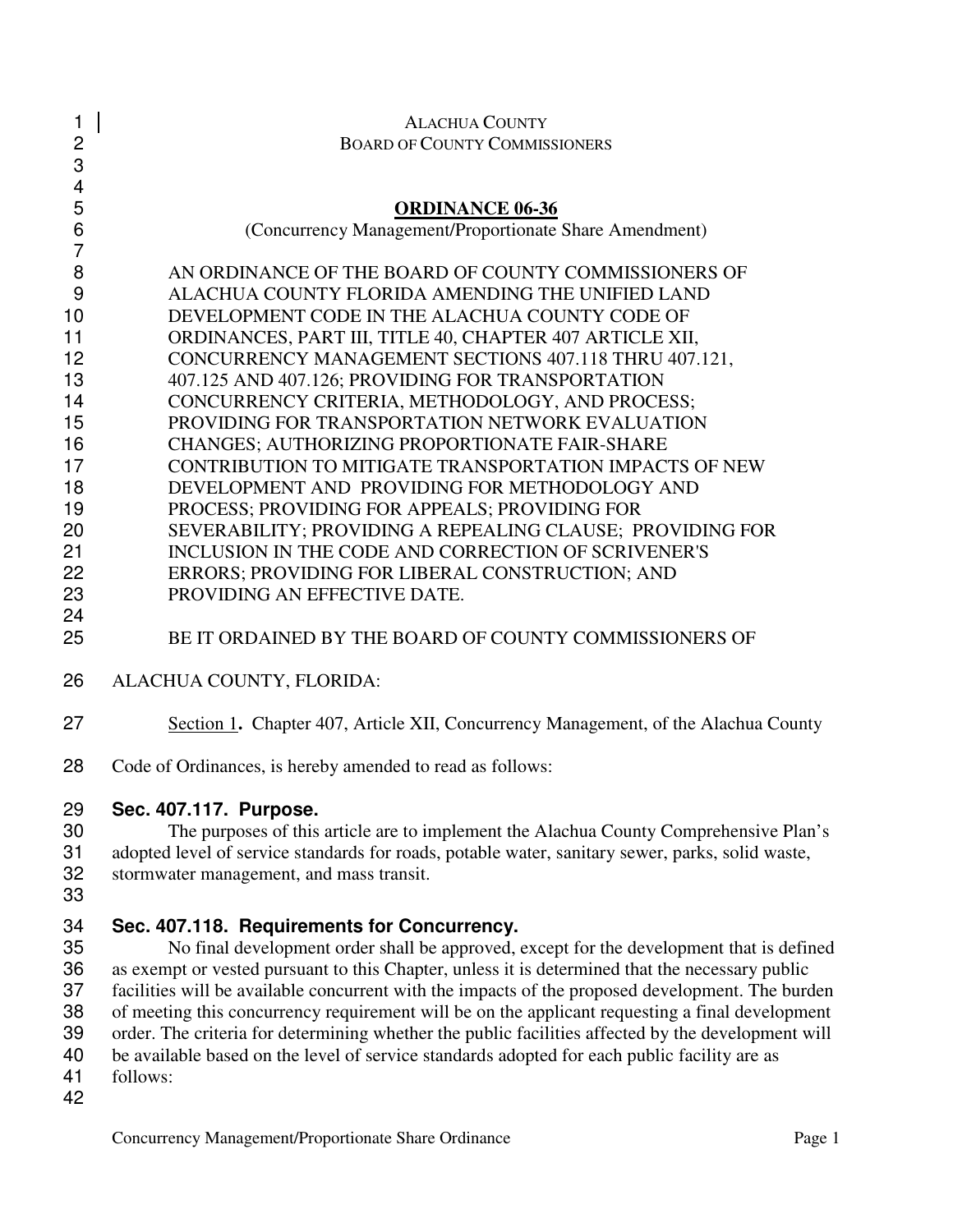ALACHUA COUNTY
BOARD OF COUNTY COMMISSIONERS

# ORDINANCE 06-36

(Concurrency Management/Proportionate Share Amendment)

AN ORDINANCE OF THE BOARD OF COUNTY COMMISSIONERS OF ALACHUA COUNTY FLORIDA AMENDING THE UNIFIED LAND DEVELOPMENT CODE IN THE ALACHUA COUNTY CODE OF ORDINANCES, PART III, TITLE 40, CHAPTER 407 ARTICLE XII, CONCURRENCY MANAGEMENT SECTIONS 407.118 THRU 407.121, 407.125 AND 407.126; PROVIDING FOR TRANSPORTATION CONCURRENCY CRITERIA, METHODOLOGY, AND PROCESS; PROVIDING FOR TRANSPORTATION NETWORK EVALUATION CHANGES; AUTHORIZING PROPORTIONATE FAIR-SHARE CONTRIBUTION TO MITIGATE TRANSPORTATION IMPACTS OF NEW DEVELOPMENT AND PROVIDING FOR METHODOLOGY AND PROCESS; PROVIDING FOR APPEALS; PROVIDING FOR SEVERABILITY; PROVIDING A REPEALING CLAUSE; PROVIDING FOR INCLUSION IN THE CODE AND CORRECTION OF SCRIVENER'S ERRORS; PROVIDING FOR LIBERAL CONSTRUCTION; AND PROVIDING AN EFFECTIVE DATE.

BE IT ORDAINED BY THE BOARD OF COUNTY COMMISSIONERS OF ALACHUA COUNTY, FLORIDA:

Section 1**.** Chapter 407, Article XII, Concurrency Management, of the Alachua County Code of Ordinances, is hereby amended to read as follows:

### Sec. 407.117. Purpose.

The purposes of this article are to implement the Alachua County Comprehensive Plan's adopted level of service standards for roads, potable water, sanitary sewer, parks, solid waste, stormwater management, and mass transit.

### Sec. 407.118. Requirements for Concurrency.

No final development order shall be approved, except for the development that is defined as exempt or vested pursuant to this Chapter, unless it is determined that the necessary public facilities will be available concurrent with the impacts of the proposed development. The burden of meeting this concurrency requirement will be on the applicant requesting a final development order. The criteria for determining whether the public facilities affected by the development will be available based on the level of service standards adopted for each public facility are as follows: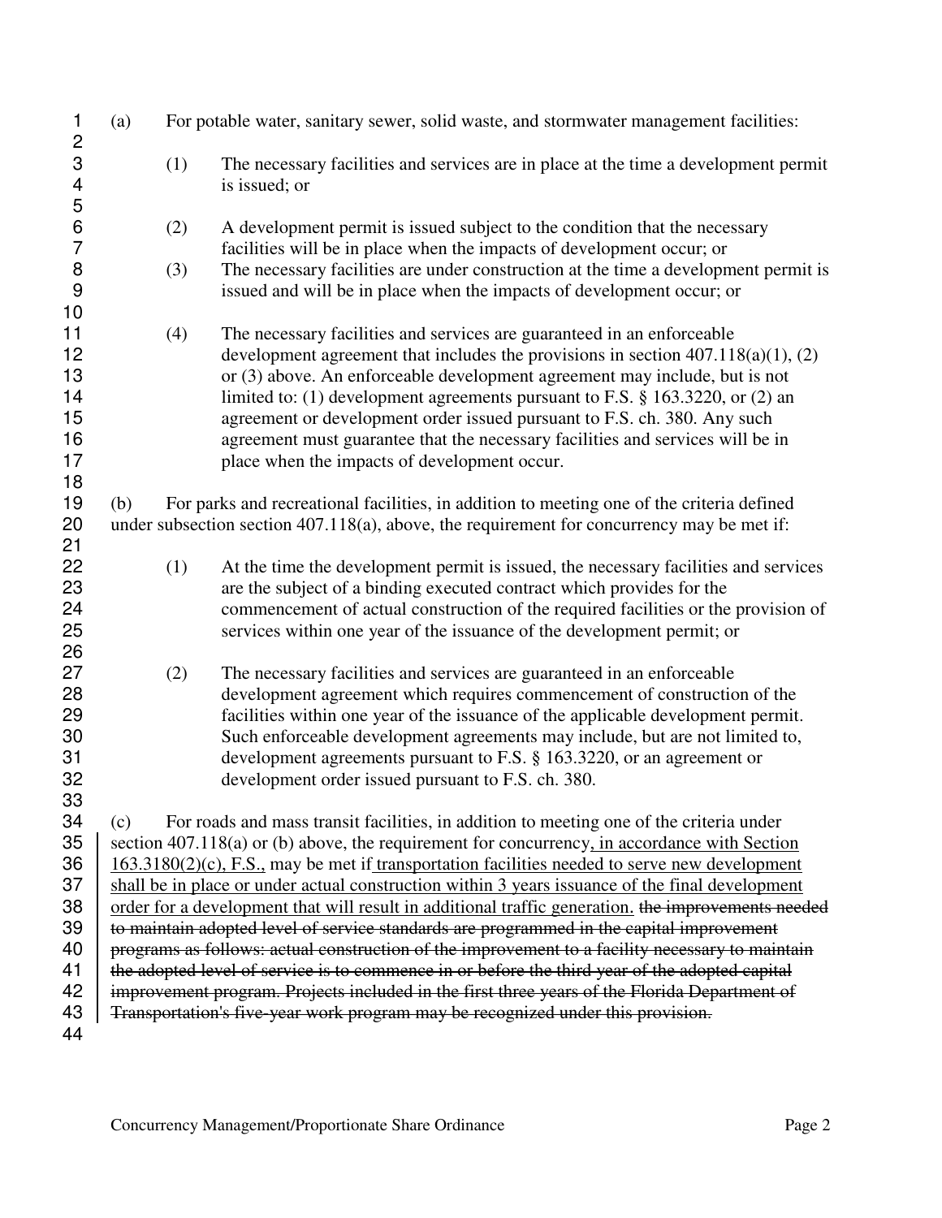(a) For potable water, sanitary sewer, solid waste, and stormwater management facilities:

(1) The necessary facilities and services are in place at the time a development permit is issued; or

(2) A development permit is issued subject to the condition that the necessary facilities will be in place when the impacts of development occur; or

(3) The necessary facilities are under construction at the time a development permit is issued and will be in place when the impacts of development occur; or

(4) The necessary facilities and services are guaranteed in an enforceable development agreement that includes the provisions in section 407.118(a)(1), (2) or (3) above. An enforceable development agreement may include, but is not limited to: (1) development agreements pursuant to F.S. § 163.3220, or (2) an agreement or development order issued pursuant to F.S. ch. 380. Any such agreement must guarantee that the necessary facilities and services will be in place when the impacts of development occur.

(b) For parks and recreational facilities, in addition to meeting one of the criteria defined under subsection section 407.118(a), above, the requirement for concurrency may be met if:

(1) At the time the development permit is issued, the necessary facilities and services are the subject of a binding executed contract which provides for the commencement of actual construction of the required facilities or the provision of services within one year of the issuance of the development permit; or

(2) The necessary facilities and services are guaranteed in an enforceable development agreement which requires commencement of construction of the facilities within one year of the issuance of the applicable development permit. Such enforceable development agreements may include, but are not limited to, development agreements pursuant to F.S. § 163.3220, or an agreement or development order issued pursuant to F.S. ch. 380.

(c) For roads and mass transit facilities, in addition to meeting one of the criteria under section 407.118(a) or (b) above, the requirement for concurrency<u>, in accordance with Section 163.3180(2)(c), F.S.,</u> may be met if<u> transportation facilities needed to serve new development shall be in place or under actual construction within 3 years issuance of the final development order for a development that will result in additional traffic generation.</u> ~~the improvements needed to maintain adopted level of service standards are programmed in the capital improvement programs as follows: actual construction of the improvement to a facility necessary to maintain the adopted level of service is to commence in or before the third year of the adopted capital improvement program. Projects included in the first three years of the Florida Department of Transportation's five-year work program may be recognized under this provision.~~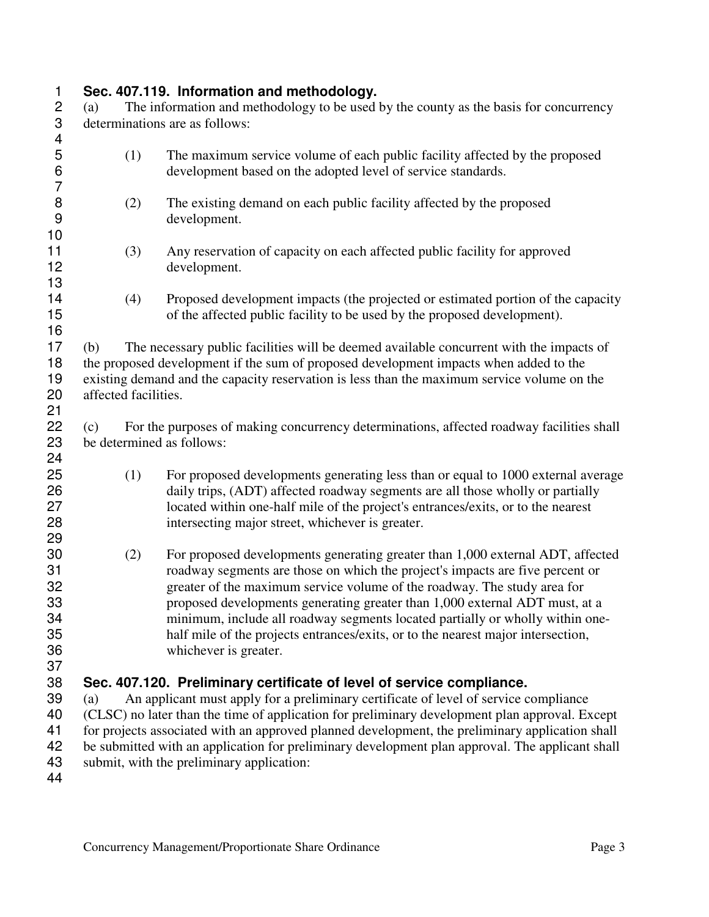**Sec. 407.119. Information and methodology.**

(a) The information and methodology to be used by the county as the basis for concurrency determinations are as follows:

(1) The maximum service volume of each public facility affected by the proposed development based on the adopted level of service standards.

(2) The existing demand on each public facility affected by the proposed development.

(3) Any reservation of capacity on each affected public facility for approved development.

(4) Proposed development impacts (the projected or estimated portion of the capacity of the affected public facility to be used by the proposed development).

(b) The necessary public facilities will be deemed available concurrent with the impacts of the proposed development if the sum of proposed development impacts when added to the existing demand and the capacity reservation is less than the maximum service volume on the affected facilities.

(c) For the purposes of making concurrency determinations, affected roadway facilities shall be determined as follows:

(1) For proposed developments generating less than or equal to 1000 external average daily trips, (ADT) affected roadway segments are all those wholly or partially located within one-half mile of the project's entrances/exits, or to the nearest intersecting major street, whichever is greater.

(2) For proposed developments generating greater than 1,000 external ADT, affected roadway segments are those on which the project's impacts are five percent or greater of the maximum service volume of the roadway. The study area for proposed developments generating greater than 1,000 external ADT must, at a minimum, include all roadway segments located partially or wholly within one-half mile of the projects entrances/exits, or to the nearest major intersection, whichever is greater.

**Sec. 407.120. Preliminary certificate of level of service compliance.**

(a) An applicant must apply for a preliminary certificate of level of service compliance (CLSC) no later than the time of application for preliminary development plan approval. Except for projects associated with an approved planned development, the preliminary application shall be submitted with an application for preliminary development plan approval. The applicant shall submit, with the preliminary application: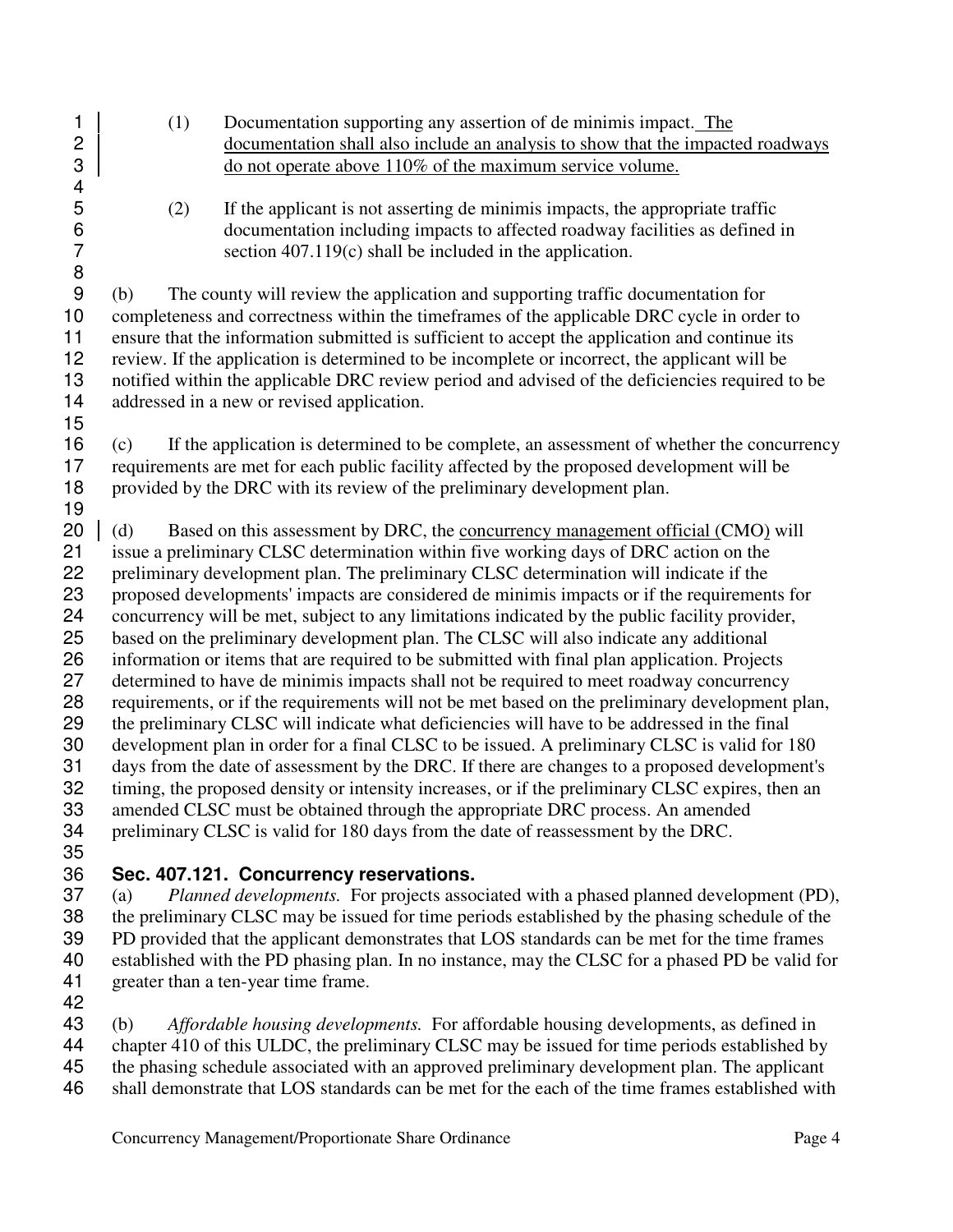(1) Documentation supporting any assertion of de minimis impact. <u>The documentation shall also include an analysis to show that the impacted roadways do not operate above 110% of the maximum service volume.</u>

(2) If the applicant is not asserting de minimis impacts, the appropriate traffic documentation including impacts to affected roadway facilities as defined in section 407.119(c) shall be included in the application.

(b) The county will review the application and supporting traffic documentation for completeness and correctness within the timeframes of the applicable DRC cycle in order to ensure that the information submitted is sufficient to accept the application and continue its review. If the application is determined to be incomplete or incorrect, the applicant will be notified within the applicable DRC review period and advised of the deficiencies required to be addressed in a new or revised application.

(c) If the application is determined to be complete, an assessment of whether the concurrency requirements are met for each public facility affected by the proposed development will be provided by the DRC with its review of the preliminary development plan.

(d) Based on this assessment by DRC, the <u>concurrency management official (CMO)</u> will issue a preliminary CLSC determination within five working days of DRC action on the preliminary development plan. The preliminary CLSC determination will indicate if the proposed developments' impacts are considered de minimis impacts or if the requirements for concurrency will be met, subject to any limitations indicated by the public facility provider, based on the preliminary development plan. The CLSC will also indicate any additional information or items that are required to be submitted with final plan application. Projects determined to have de minimis impacts shall not be required to meet roadway concurrency requirements, or if the requirements will not be met based on the preliminary development plan, the preliminary CLSC will indicate what deficiencies will have to be addressed in the final development plan in order for a final CLSC to be issued. A preliminary CLSC is valid for 180 days from the date of assessment by the DRC. If there are changes to a proposed development's timing, the proposed density or intensity increases, or if the preliminary CLSC expires, then an amended CLSC must be obtained through the appropriate DRC process. An amended preliminary CLSC is valid for 180 days from the date of reassessment by the DRC.

### Sec. 407.121. Concurrency reservations.

(a) *Planned developments.* For projects associated with a phased planned development (PD), the preliminary CLSC may be issued for time periods established by the phasing schedule of the PD provided that the applicant demonstrates that LOS standards can be met for the time frames established with the PD phasing plan. In no instance, may the CLSC for a phased PD be valid for greater than a ten-year time frame.

(b) *Affordable housing developments.* For affordable housing developments, as defined in chapter 410 of this ULDC, the preliminary CLSC may be issued for time periods established by the phasing schedule associated with an approved preliminary development plan. The applicant shall demonstrate that LOS standards can be met for the each of the time frames established with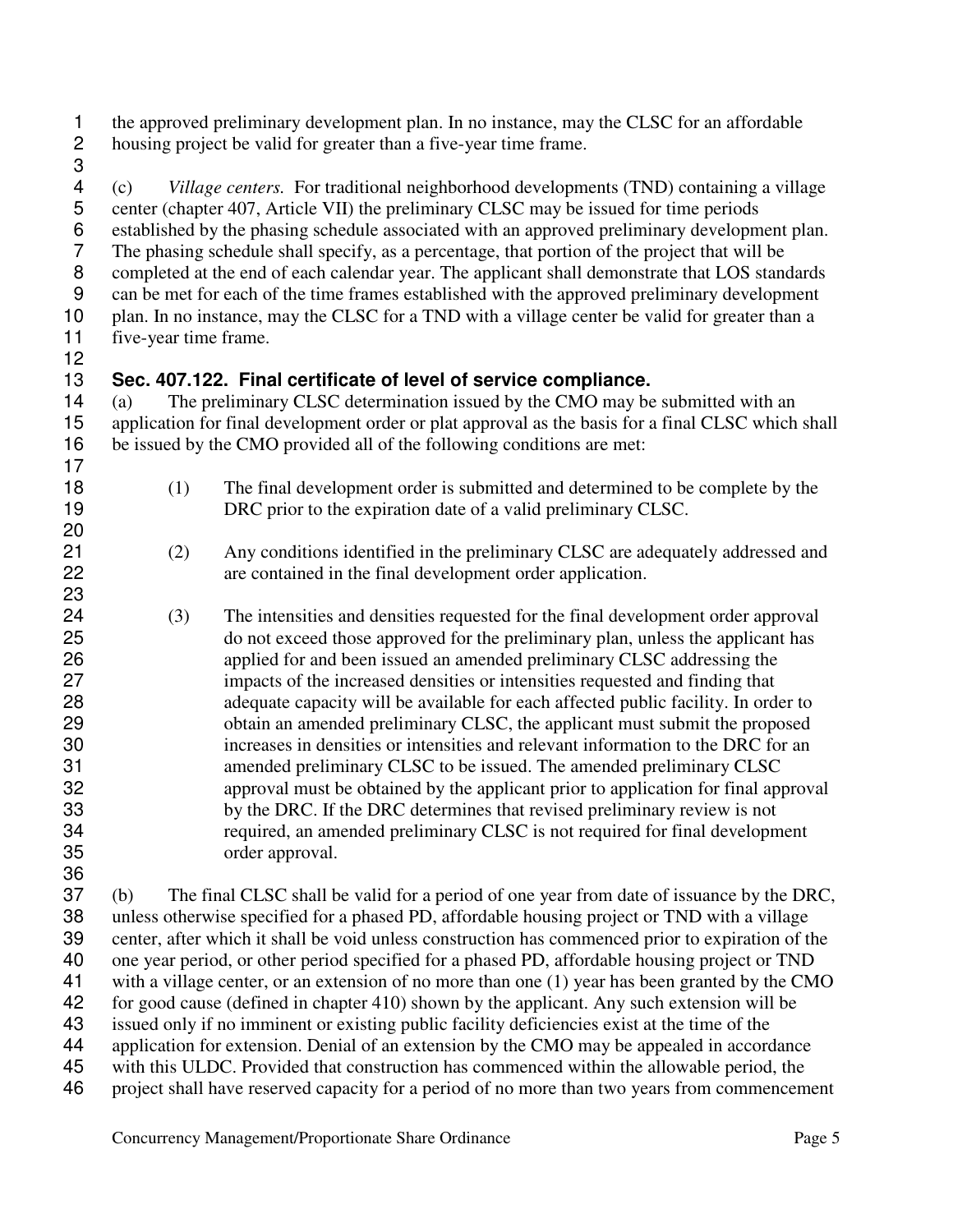the approved preliminary development plan. In no instance, may the CLSC for an affordable housing project be valid for greater than a five-year time frame.

(c) *Village centers.* For traditional neighborhood developments (TND) containing a village center (chapter 407, Article VII) the preliminary CLSC may be issued for time periods established by the phasing schedule associated with an approved preliminary development plan. The phasing schedule shall specify, as a percentage, that portion of the project that will be completed at the end of each calendar year. The applicant shall demonstrate that LOS standards can be met for each of the time frames established with the approved preliminary development plan. In no instance, may the CLSC for a TND with a village center be valid for greater than a five-year time frame.

### Sec. 407.122. Final certificate of level of service compliance.

(a) The preliminary CLSC determination issued by the CMO may be submitted with an application for final development order or plat approval as the basis for a final CLSC which shall be issued by the CMO provided all of the following conditions are met:

(1) The final development order is submitted and determined to be complete by the DRC prior to the expiration date of a valid preliminary CLSC.

(2) Any conditions identified in the preliminary CLSC are adequately addressed and are contained in the final development order application.

(3) The intensities and densities requested for the final development order approval do not exceed those approved for the preliminary plan, unless the applicant has applied for and been issued an amended preliminary CLSC addressing the impacts of the increased densities or intensities requested and finding that adequate capacity will be available for each affected public facility. In order to obtain an amended preliminary CLSC, the applicant must submit the proposed increases in densities or intensities and relevant information to the DRC for an amended preliminary CLSC to be issued. The amended preliminary CLSC approval must be obtained by the applicant prior to application for final approval by the DRC. If the DRC determines that revised preliminary review is not required, an amended preliminary CLSC is not required for final development order approval.

(b) The final CLSC shall be valid for a period of one year from date of issuance by the DRC, unless otherwise specified for a phased PD, affordable housing project or TND with a village center, after which it shall be void unless construction has commenced prior to expiration of the one year period, or other period specified for a phased PD, affordable housing project or TND with a village center, or an extension of no more than one (1) year has been granted by the CMO for good cause (defined in chapter 410) shown by the applicant. Any such extension will be issued only if no imminent or existing public facility deficiencies exist at the time of the application for extension. Denial of an extension by the CMO may be appealed in accordance with this ULDC. Provided that construction has commenced within the allowable period, the project shall have reserved capacity for a period of no more than two years from commencement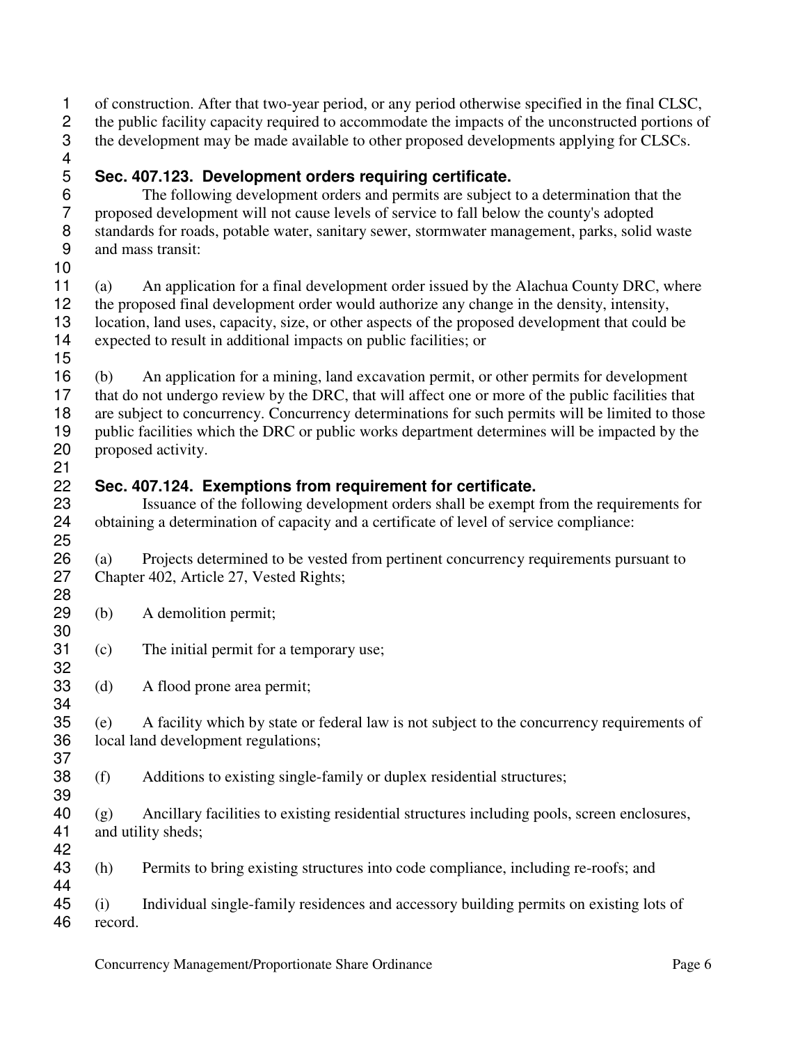of construction. After that two-year period, or any period otherwise specified in the final CLSC, the public facility capacity required to accommodate the impacts of the unconstructed portions of the development may be made available to other proposed developments applying for CLSCs.

### Sec. 407.123. Development orders requiring certificate.

The following development orders and permits are subject to a determination that the proposed development will not cause levels of service to fall below the county's adopted standards for roads, potable water, sanitary sewer, stormwater management, parks, solid waste and mass transit:

(a) An application for a final development order issued by the Alachua County DRC, where the proposed final development order would authorize any change in the density, intensity, location, land uses, capacity, size, or other aspects of the proposed development that could be expected to result in additional impacts on public facilities; or

(b) An application for a mining, land excavation permit, or other permits for development that do not undergo review by the DRC, that will affect one or more of the public facilities that are subject to concurrency. Concurrency determinations for such permits will be limited to those public facilities which the DRC or public works department determines will be impacted by the proposed activity.

### Sec. 407.124. Exemptions from requirement for certificate.

Issuance of the following development orders shall be exempt from the requirements for obtaining a determination of capacity and a certificate of level of service compliance:

(a) Projects determined to be vested from pertinent concurrency requirements pursuant to Chapter 402, Article 27, Vested Rights;

(b) A demolition permit;

(c) The initial permit for a temporary use;

(d) A flood prone area permit;

(e) A facility which by state or federal law is not subject to the concurrency requirements of local land development regulations;

(f) Additions to existing single-family or duplex residential structures;

(g) Ancillary facilities to existing residential structures including pools, screen enclosures, and utility sheds;

(h) Permits to bring existing structures into code compliance, including re-roofs; and

(i) Individual single-family residences and accessory building permits on existing lots of record.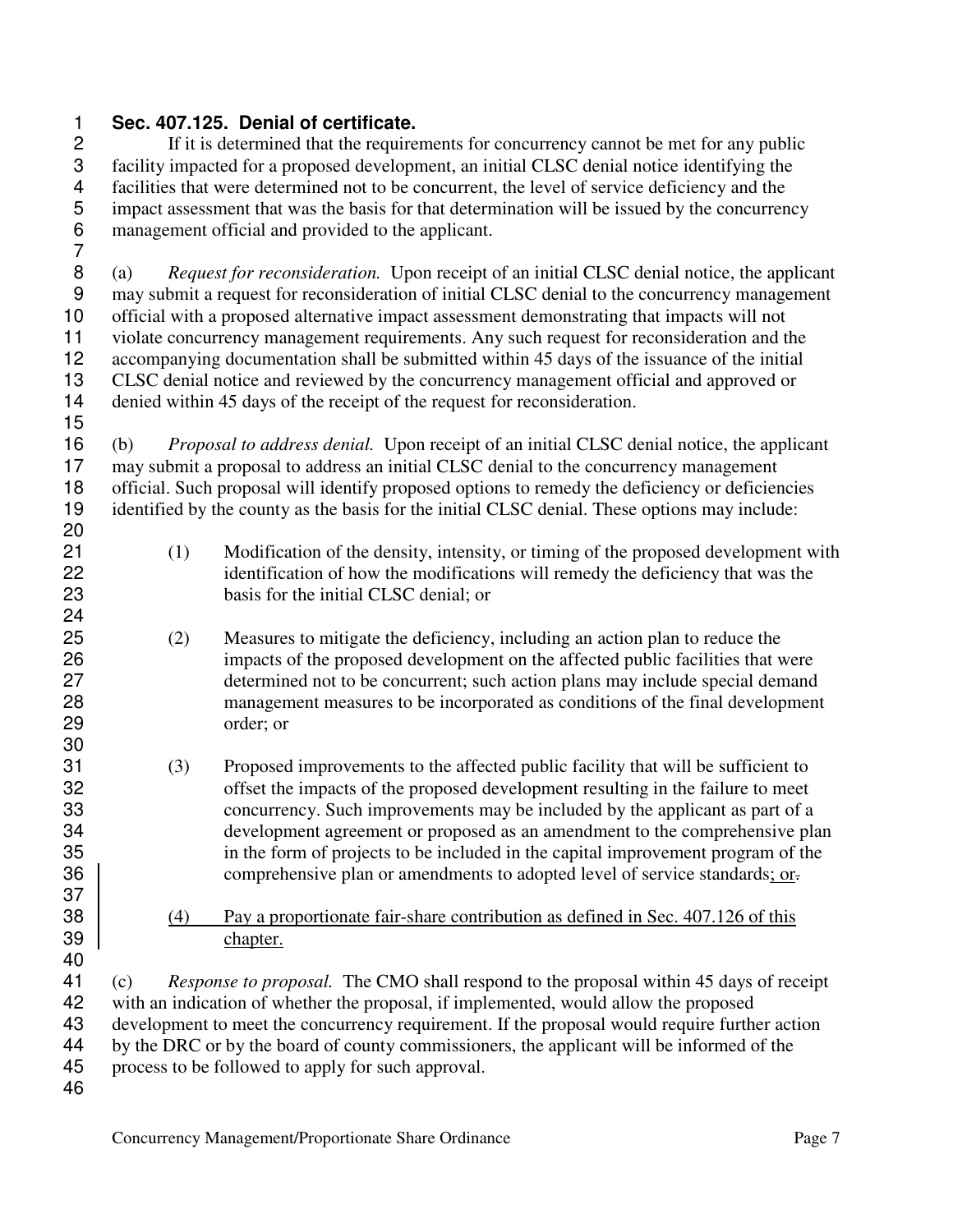**Sec. 407.125. Denial of certificate.**

If it is determined that the requirements for concurrency cannot be met for any public facility impacted for a proposed development, an initial CLSC denial notice identifying the facilities that were determined not to be concurrent, the level of service deficiency and the impact assessment that was the basis for that determination will be issued by the concurrency management official and provided to the applicant.

(a) *Request for reconsideration.* Upon receipt of an initial CLSC denial notice, the applicant may submit a request for reconsideration of initial CLSC denial to the concurrency management official with a proposed alternative impact assessment demonstrating that impacts will not violate concurrency management requirements. Any such request for reconsideration and the accompanying documentation shall be submitted within 45 days of the issuance of the initial CLSC denial notice and reviewed by the concurrency management official and approved or denied within 45 days of the receipt of the request for reconsideration.

(b) *Proposal to address denial.* Upon receipt of an initial CLSC denial notice, the applicant may submit a proposal to address an initial CLSC denial to the concurrency management official. Such proposal will identify proposed options to remedy the deficiency or deficiencies identified by the county as the basis for the initial CLSC denial. These options may include:

(1) Modification of the density, intensity, or timing of the proposed development with identification of how the modifications will remedy the deficiency that was the basis for the initial CLSC denial; or

(2) Measures to mitigate the deficiency, including an action plan to reduce the impacts of the proposed development on the affected public facilities that were determined not to be concurrent; such action plans may include special demand management measures to be incorporated as conditions of the final development order; or

(3) Proposed improvements to the affected public facility that will be sufficient to offset the impacts of the proposed development resulting in the failure to meet concurrency. Such improvements may be included by the applicant as part of a development agreement or proposed as an amendment to the comprehensive plan in the form of projects to be included in the capital improvement program of the comprehensive plan or amendments to adopted level of service standards; or.

(4) Pay a proportionate fair-share contribution as defined in Sec. 407.126 of this chapter.

(c) *Response to proposal.* The CMO shall respond to the proposal within 45 days of receipt with an indication of whether the proposal, if implemented, would allow the proposed development to meet the concurrency requirement. If the proposal would require further action by the DRC or by the board of county commissioners, the applicant will be informed of the process to be followed to apply for such approval.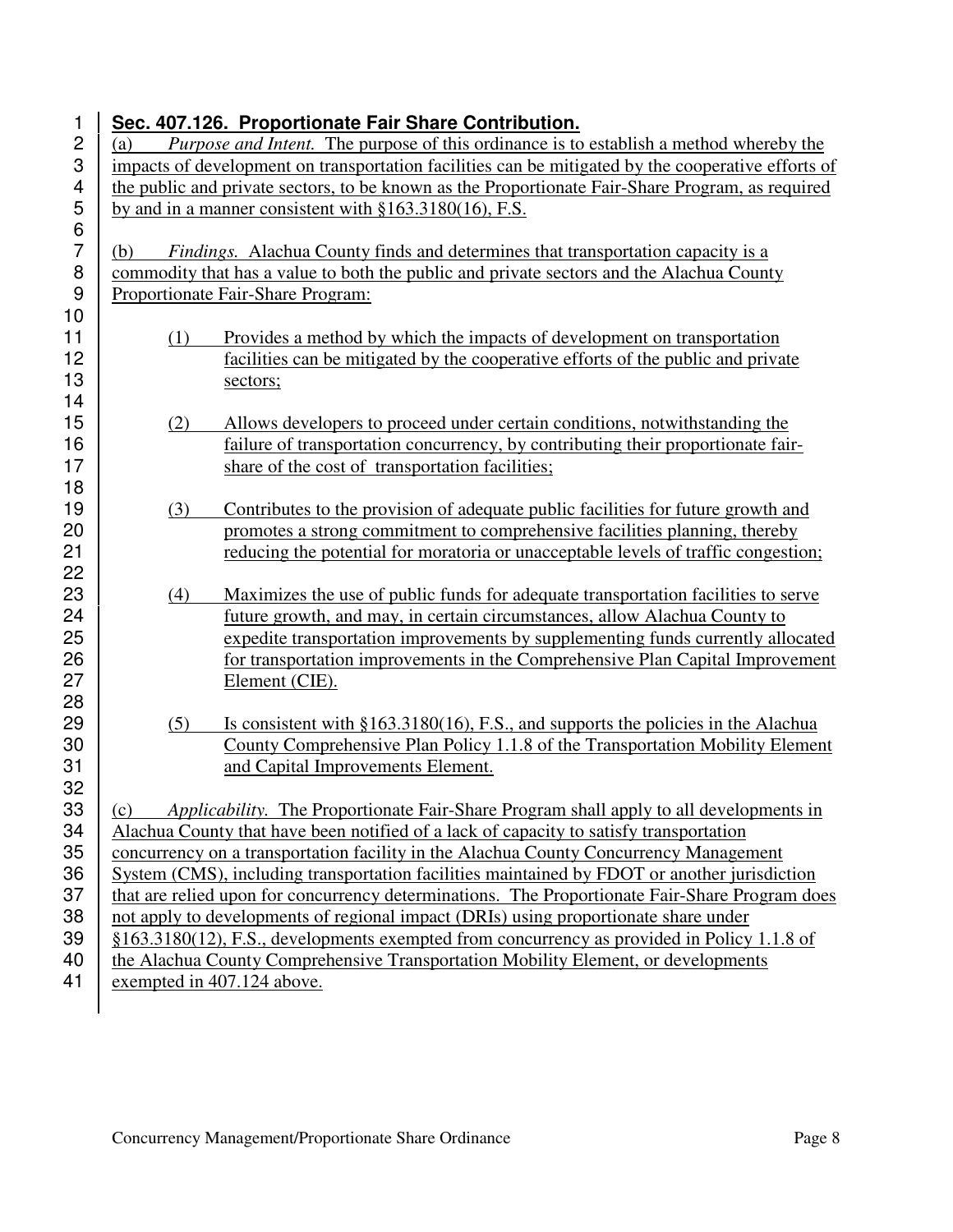**Sec. 407.126. Proportionate Fair Share Contribution.**

(a) *Purpose and Intent.* The purpose of this ordinance is to establish a method whereby the impacts of development on transportation facilities can be mitigated by the cooperative efforts of the public and private sectors, to be known as the Proportionate Fair-Share Program, as required by and in a manner consistent with §163.3180(16), F.S.

(b) *Findings.* Alachua County finds and determines that transportation capacity is a commodity that has a value to both the public and private sectors and the Alachua County Proportionate Fair-Share Program:

(1) Provides a method by which the impacts of development on transportation facilities can be mitigated by the cooperative efforts of the public and private sectors;

(2) Allows developers to proceed under certain conditions, notwithstanding the failure of transportation concurrency, by contributing their proportionate fair-share of the cost of transportation facilities;

(3) Contributes to the provision of adequate public facilities for future growth and promotes a strong commitment to comprehensive facilities planning, thereby reducing the potential for moratoria or unacceptable levels of traffic congestion;

(4) Maximizes the use of public funds for adequate transportation facilities to serve future growth, and may, in certain circumstances, allow Alachua County to expedite transportation improvements by supplementing funds currently allocated for transportation improvements in the Comprehensive Plan Capital Improvement Element (CIE).

(5) Is consistent with §163.3180(16), F.S., and supports the policies in the Alachua County Comprehensive Plan Policy 1.1.8 of the Transportation Mobility Element and Capital Improvements Element.

(c) *Applicability.* The Proportionate Fair-Share Program shall apply to all developments in Alachua County that have been notified of a lack of capacity to satisfy transportation concurrency on a transportation facility in the Alachua County Concurrency Management System (CMS), including transportation facilities maintained by FDOT or another jurisdiction that are relied upon for concurrency determinations. The Proportionate Fair-Share Program does not apply to developments of regional impact (DRIs) using proportionate share under §163.3180(12), F.S., developments exempted from concurrency as provided in Policy 1.1.8 of the Alachua County Comprehensive Transportation Mobility Element, or developments exempted in 407.124 above.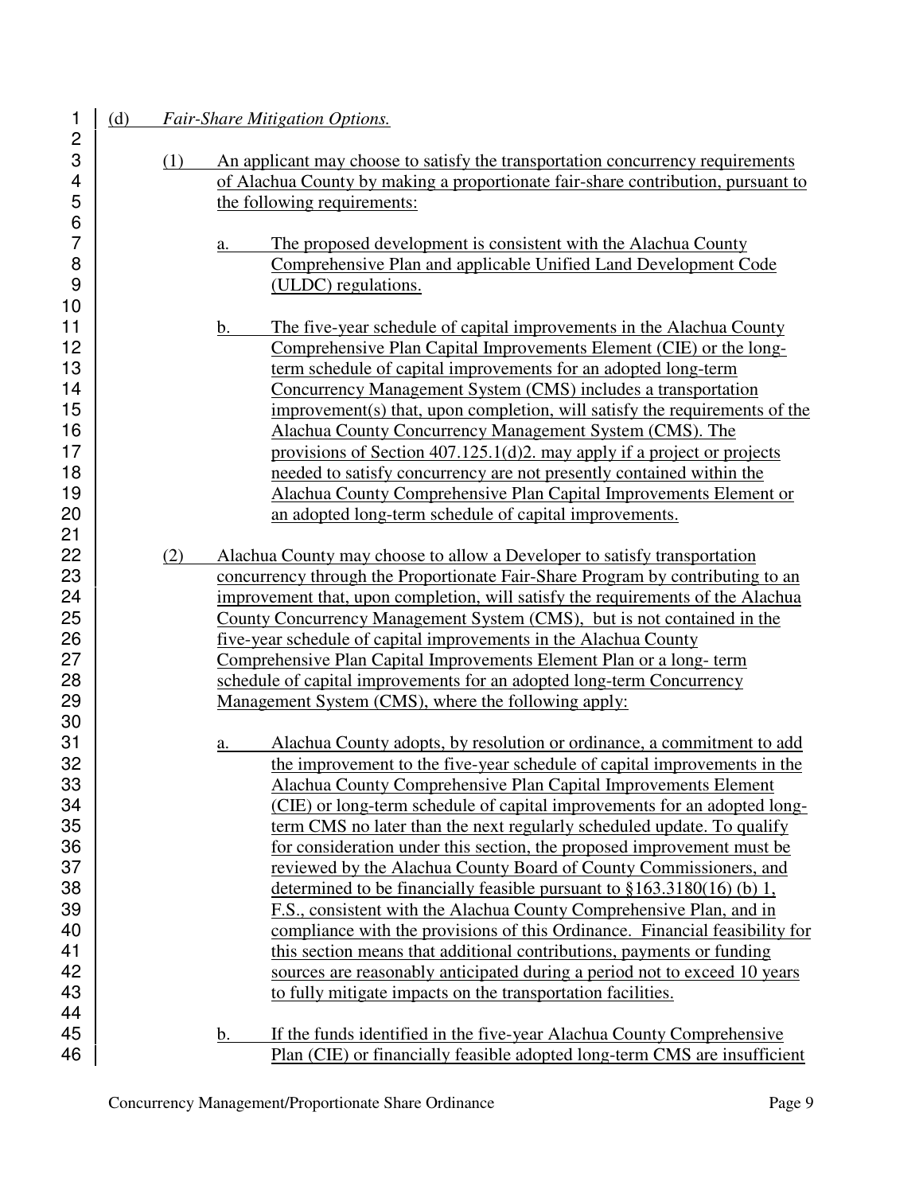(d) *Fair-Share Mitigation Options.*

(1) An applicant may choose to satisfy the transportation concurrency requirements of Alachua County by making a proportionate fair-share contribution, pursuant to the following requirements:

a. The proposed development is consistent with the Alachua County Comprehensive Plan and applicable Unified Land Development Code (ULDC) regulations.

b. The five-year schedule of capital improvements in the Alachua County Comprehensive Plan Capital Improvements Element (CIE) or the long-term schedule of capital improvements for an adopted long-term Concurrency Management System (CMS) includes a transportation improvement(s) that, upon completion, will satisfy the requirements of the Alachua County Concurrency Management System (CMS). The provisions of Section 407.125.1(d)2. may apply if a project or projects needed to satisfy concurrency are not presently contained within the Alachua County Comprehensive Plan Capital Improvements Element or an adopted long-term schedule of capital improvements.

(2) Alachua County may choose to allow a Developer to satisfy transportation concurrency through the Proportionate Fair-Share Program by contributing to an improvement that, upon completion, will satisfy the requirements of the Alachua County Concurrency Management System (CMS), but is not contained in the five-year schedule of capital improvements in the Alachua County Comprehensive Plan Capital Improvements Element Plan or a long- term schedule of capital improvements for an adopted long-term Concurrency Management System (CMS), where the following apply:

a. Alachua County adopts, by resolution or ordinance, a commitment to add the improvement to the five-year schedule of capital improvements in the Alachua County Comprehensive Plan Capital Improvements Element (CIE) or long-term schedule of capital improvements for an adopted long-term CMS no later than the next regularly scheduled update. To qualify for consideration under this section, the proposed improvement must be reviewed by the Alachua County Board of County Commissioners, and determined to be financially feasible pursuant to §163.3180(16) (b) 1, F.S., consistent with the Alachua County Comprehensive Plan, and in compliance with the provisions of this Ordinance. Financial feasibility for this section means that additional contributions, payments or funding sources are reasonably anticipated during a period not to exceed 10 years to fully mitigate impacts on the transportation facilities.

b. If the funds identified in the five-year Alachua County Comprehensive Plan (CIE) or financially feasible adopted long-term CMS are insufficient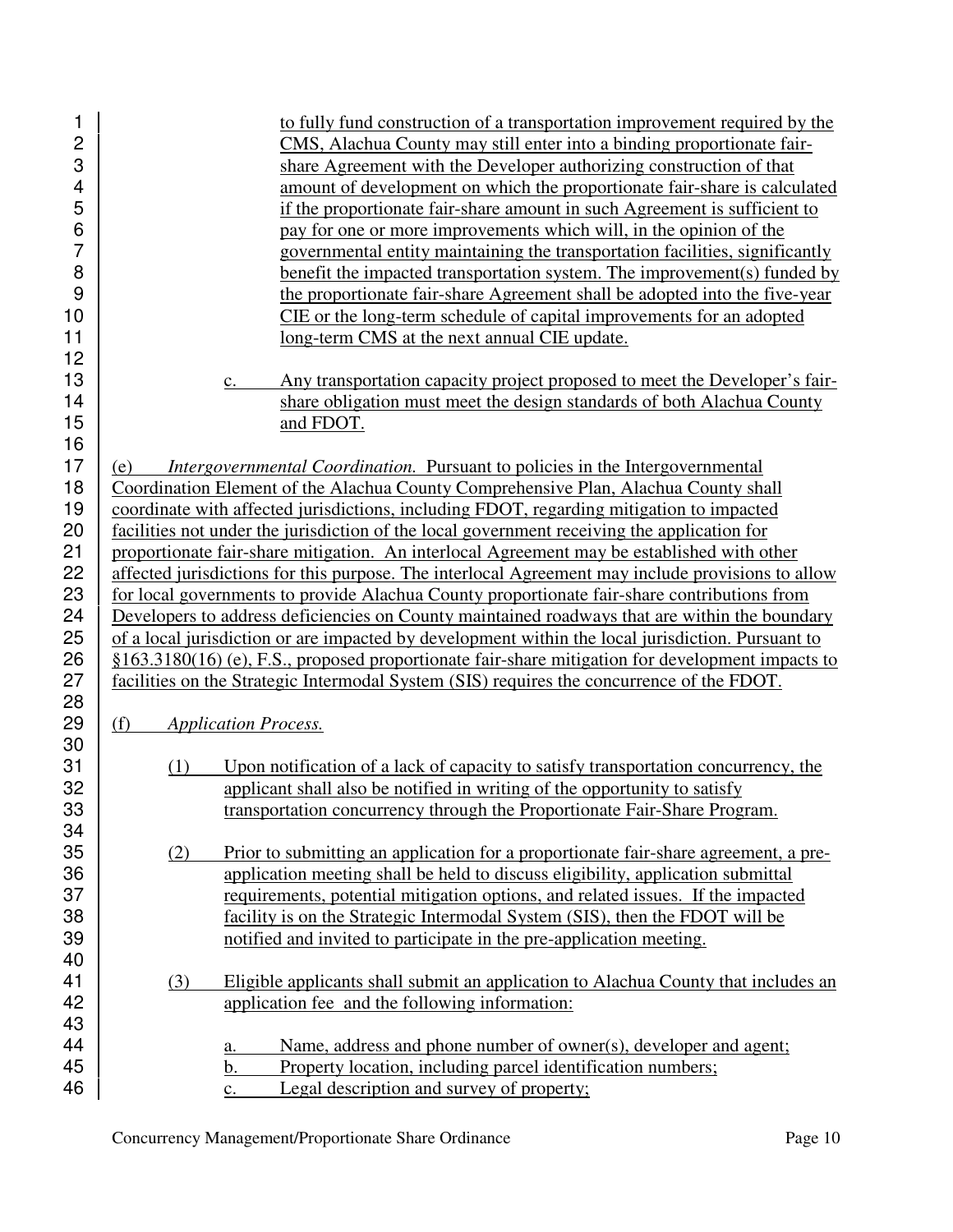to fully fund construction of a transportation improvement required by the CMS, Alachua County may still enter into a binding proportionate fair-share Agreement with the Developer authorizing construction of that amount of development on which the proportionate fair-share is calculated if the proportionate fair-share amount in such Agreement is sufficient to pay for one or more improvements which will, in the opinion of the governmental entity maintaining the transportation facilities, significantly benefit the impacted transportation system. The improvement(s) funded by the proportionate fair-share Agreement shall be adopted into the five-year CIE or the long-term schedule of capital improvements for an adopted long-term CMS at the next annual CIE update.

c. Any transportation capacity project proposed to meet the Developer's fair-share obligation must meet the design standards of both Alachua County and FDOT.

(e) *Intergovernmental Coordination.* Pursuant to policies in the Intergovernmental Coordination Element of the Alachua County Comprehensive Plan, Alachua County shall coordinate with affected jurisdictions, including FDOT, regarding mitigation to impacted facilities not under the jurisdiction of the local government receiving the application for proportionate fair-share mitigation. An interlocal Agreement may be established with other affected jurisdictions for this purpose. The interlocal Agreement may include provisions to allow for local governments to provide Alachua County proportionate fair-share contributions from Developers to address deficiencies on County maintained roadways that are within the boundary of a local jurisdiction or are impacted by development within the local jurisdiction. Pursuant to §163.3180(16) (e), F.S., proposed proportionate fair-share mitigation for development impacts to facilities on the Strategic Intermodal System (SIS) requires the concurrence of the FDOT.

(f) *Application Process.*

(1) Upon notification of a lack of capacity to satisfy transportation concurrency, the applicant shall also be notified in writing of the opportunity to satisfy transportation concurrency through the Proportionate Fair-Share Program.

(2) Prior to submitting an application for a proportionate fair-share agreement, a pre-application meeting shall be held to discuss eligibility, application submittal requirements, potential mitigation options, and related issues. If the impacted facility is on the Strategic Intermodal System (SIS), then the FDOT will be notified and invited to participate in the pre-application meeting.

(3) Eligible applicants shall submit an application to Alachua County that includes an application fee and the following information:

a. Name, address and phone number of owner(s), developer and agent;
b. Property location, including parcel identification numbers;
c. Legal description and survey of property;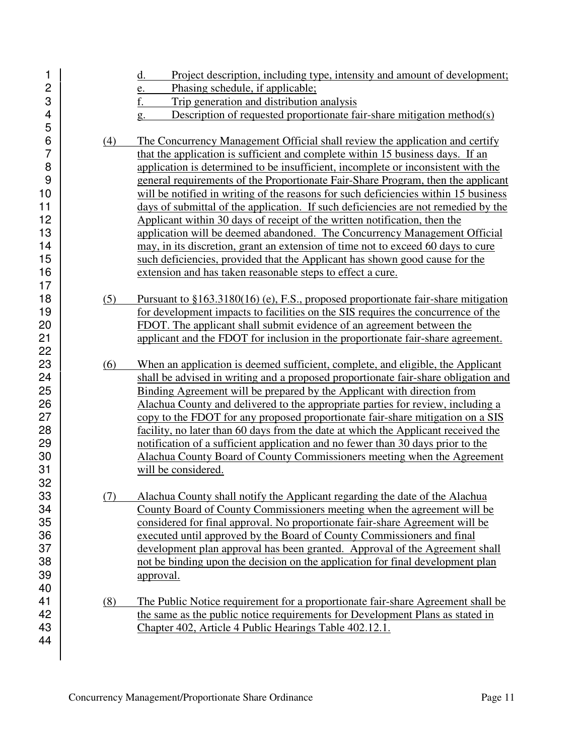d. Project description, including type, intensity and amount of development;
e. Phasing schedule, if applicable;
f. Trip generation and distribution analysis
g. Description of requested proportionate fair-share mitigation method(s)

(4) The Concurrency Management Official shall review the application and certify that the application is sufficient and complete within 15 business days. If an application is determined to be insufficient, incomplete or inconsistent with the general requirements of the Proportionate Fair-Share Program, then the applicant will be notified in writing of the reasons for such deficiencies within 15 business days of submittal of the application. If such deficiencies are not remedied by the Applicant within 30 days of receipt of the written notification, then the application will be deemed abandoned. The Concurrency Management Official may, in its discretion, grant an extension of time not to exceed 60 days to cure such deficiencies, provided that the Applicant has shown good cause for the extension and has taken reasonable steps to effect a cure.

(5) Pursuant to §163.3180(16) (e), F.S., proposed proportionate fair-share mitigation for development impacts to facilities on the SIS requires the concurrence of the FDOT. The applicant shall submit evidence of an agreement between the applicant and the FDOT for inclusion in the proportionate fair-share agreement.

(6) When an application is deemed sufficient, complete, and eligible, the Applicant shall be advised in writing and a proposed proportionate fair-share obligation and Binding Agreement will be prepared by the Applicant with direction from Alachua County and delivered to the appropriate parties for review, including a copy to the FDOT for any proposed proportionate fair-share mitigation on a SIS facility, no later than 60 days from the date at which the Applicant received the notification of a sufficient application and no fewer than 30 days prior to the Alachua County Board of County Commissioners meeting when the Agreement will be considered.

(7) Alachua County shall notify the Applicant regarding the date of the Alachua County Board of County Commissioners meeting when the agreement will be considered for final approval. No proportionate fair-share Agreement will be executed until approved by the Board of County Commissioners and final development plan approval has been granted. Approval of the Agreement shall not be binding upon the decision on the application for final development plan approval.

(8) The Public Notice requirement for a proportionate fair-share Agreement shall be the same as the public notice requirements for Development Plans as stated in Chapter 402, Article 4 Public Hearings Table 402.12.1.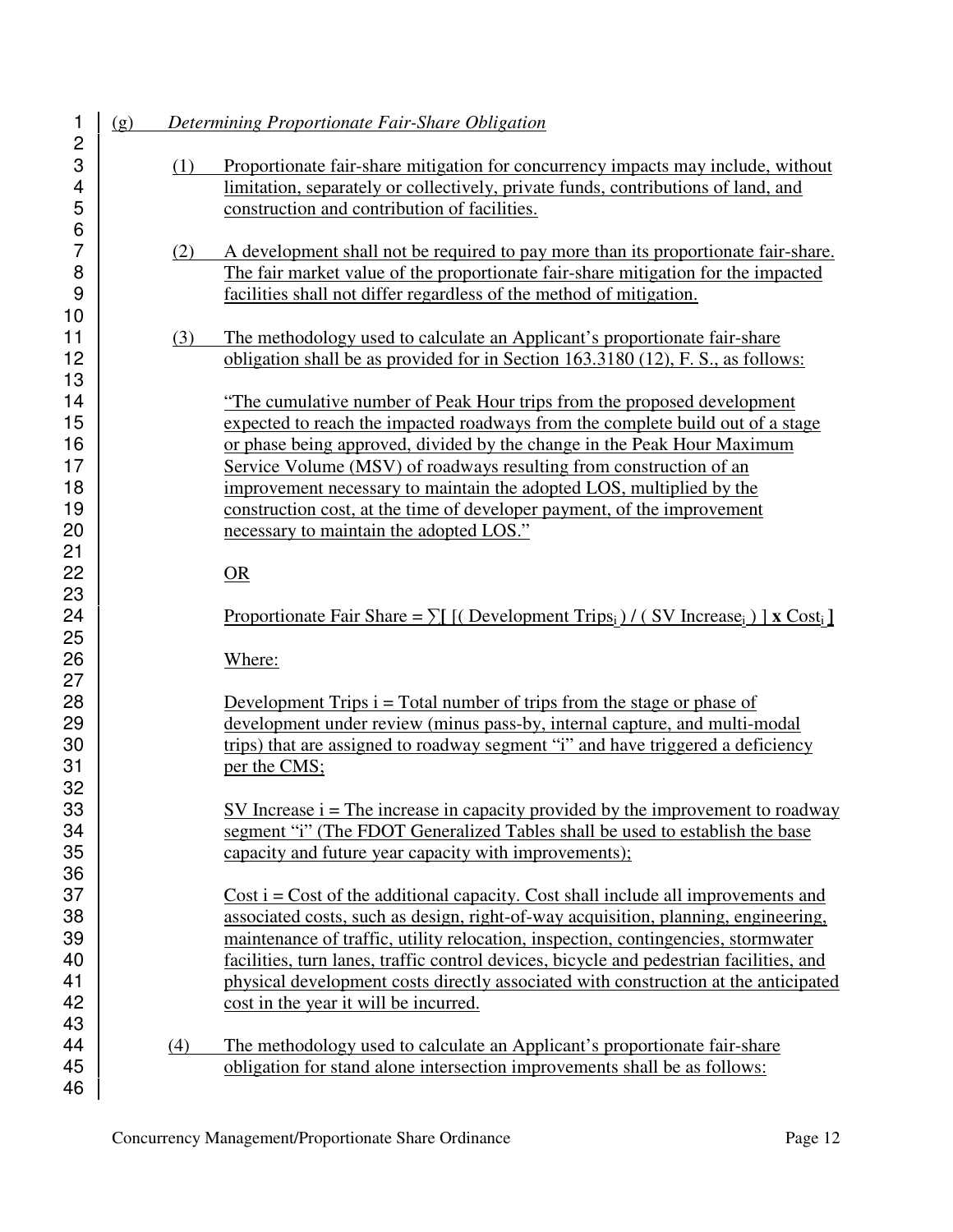(g) *Determining Proportionate Fair-Share Obligation*

(1) Proportionate fair-share mitigation for concurrency impacts may include, without limitation, separately or collectively, private funds, contributions of land, and construction and contribution of facilities.

(2) A development shall not be required to pay more than its proportionate fair-share. The fair market value of the proportionate fair-share mitigation for the impacted facilities shall not differ regardless of the method of mitigation.

(3) The methodology used to calculate an Applicant's proportionate fair-share obligation shall be as provided for in Section 163.3180 (12), F. S., as follows:

"The cumulative number of Peak Hour trips from the proposed development expected to reach the impacted roadways from the complete build out of a stage or phase being approved, divided by the change in the Peak Hour Maximum Service Volume (MSV) of roadways resulting from construction of an improvement necessary to maintain the adopted LOS, multiplied by the construction cost, at the time of developer payment, of the improvement necessary to maintain the adopted LOS."

OR

$$\text{Proportionate Fair Share} = \sum \left[ \left( \text{Development Trips}_i \right) / \left( \text{SV Increase}_i \right) \right] \mathbf{x}\ \text{Cost}_i$$

Where:

Development Trips i = Total number of trips from the stage or phase of development under review (minus pass-by, internal capture, and multi-modal trips) that are assigned to roadway segment "i" and have triggered a deficiency per the CMS;

SV Increase i = The increase in capacity provided by the improvement to roadway segment "i" (The FDOT Generalized Tables shall be used to establish the base capacity and future year capacity with improvements);

Cost i = Cost of the additional capacity. Cost shall include all improvements and associated costs, such as design, right-of-way acquisition, planning, engineering, maintenance of traffic, utility relocation, inspection, contingencies, stormwater facilities, turn lanes, traffic control devices, bicycle and pedestrian facilities, and physical development costs directly associated with construction at the anticipated cost in the year it will be incurred.

(4) The methodology used to calculate an Applicant's proportionate fair-share obligation for stand alone intersection improvements shall be as follows: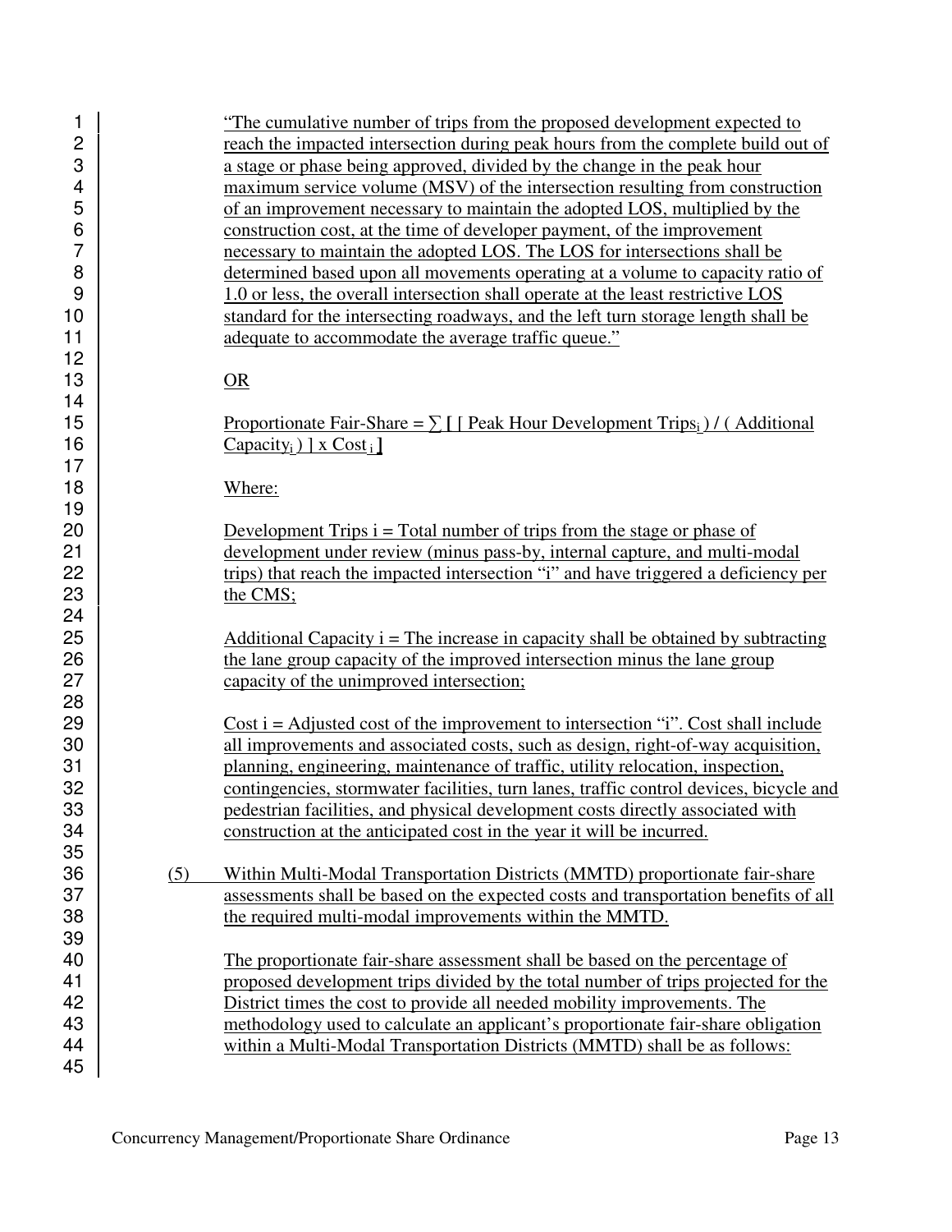"The cumulative number of trips from the proposed development expected to reach the impacted intersection during peak hours from the complete build out of a stage or phase being approved, divided by the change in the peak hour maximum service volume (MSV) of the intersection resulting from construction of an improvement necessary to maintain the adopted LOS, multiplied by the construction cost, at the time of developer payment, of the improvement necessary to maintain the adopted LOS. The LOS for intersections shall be determined based upon all movements operating at a volume to capacity ratio of 1.0 or less, the overall intersection shall operate at the least restrictive LOS standard for the intersecting roadways, and the left turn storage length shall be adequate to accommodate the average traffic queue."

OR

$$\text{Proportionate Fair-Share} = \sum \left[ \left[ \text{Peak Hour Development Trips}_i \right) / \left( \text{Additional Capacity}_i \right) \right] \times \text{Cost}_i \right]$$

Where:

Development Trips i = Total number of trips from the stage or phase of development under review (minus pass-by, internal capture, and multi-modal trips) that reach the impacted intersection "i" and have triggered a deficiency per the CMS;

Additional Capacity i = The increase in capacity shall be obtained by subtracting the lane group capacity of the improved intersection minus the lane group capacity of the unimproved intersection;

Cost i = Adjusted cost of the improvement to intersection "i". Cost shall include all improvements and associated costs, such as design, right-of-way acquisition, planning, engineering, maintenance of traffic, utility relocation, inspection, contingencies, stormwater facilities, turn lanes, traffic control devices, bicycle and pedestrian facilities, and physical development costs directly associated with construction at the anticipated cost in the year it will be incurred.

(5) Within Multi-Modal Transportation Districts (MMTD) proportionate fair-share assessments shall be based on the expected costs and transportation benefits of all the required multi-modal improvements within the MMTD.

The proportionate fair-share assessment shall be based on the percentage of proposed development trips divided by the total number of trips projected for the District times the cost to provide all needed mobility improvements. The methodology used to calculate an applicant's proportionate fair-share obligation within a Multi-Modal Transportation Districts (MMTD) shall be as follows: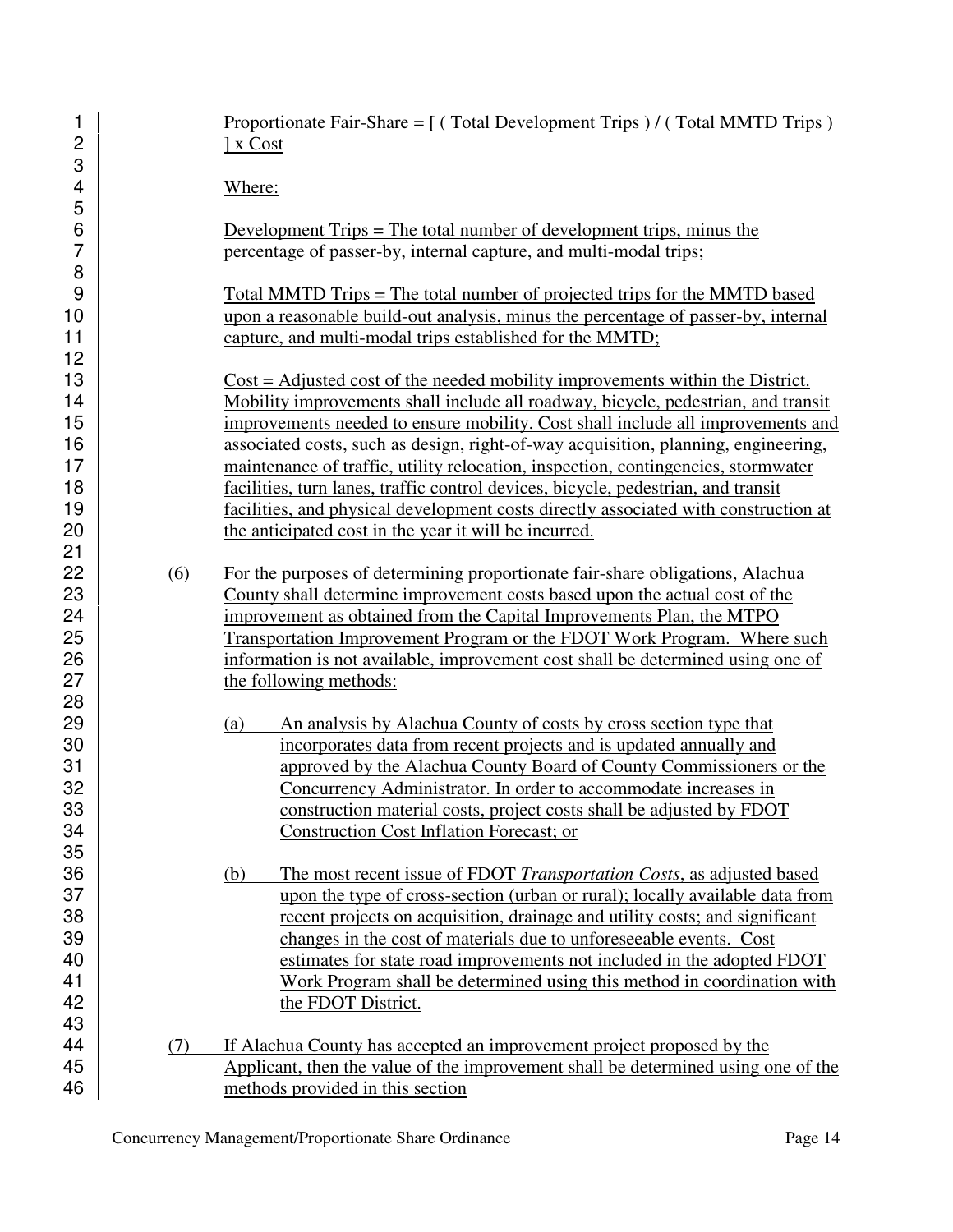Proportionate Fair-Share = [ ( Total Development Trips ) / ( Total MMTD Trips ) ] x Cost

Where:

Development Trips = The total number of development trips, minus the percentage of passer-by, internal capture, and multi-modal trips;

Total MMTD Trips = The total number of projected trips for the MMTD based upon a reasonable build-out analysis, minus the percentage of passer-by, internal capture, and multi-modal trips established for the MMTD;

Cost = Adjusted cost of the needed mobility improvements within the District. Mobility improvements shall include all roadway, bicycle, pedestrian, and transit improvements needed to ensure mobility. Cost shall include all improvements and associated costs, such as design, right-of-way acquisition, planning, engineering, maintenance of traffic, utility relocation, inspection, contingencies, stormwater facilities, turn lanes, traffic control devices, bicycle, pedestrian, and transit facilities, and physical development costs directly associated with construction at the anticipated cost in the year it will be incurred.

(6) For the purposes of determining proportionate fair-share obligations, Alachua County shall determine improvement costs based upon the actual cost of the improvement as obtained from the Capital Improvements Plan, the MTPO Transportation Improvement Program or the FDOT Work Program. Where such information is not available, improvement cost shall be determined using one of the following methods:

(a) An analysis by Alachua County of costs by cross section type that incorporates data from recent projects and is updated annually and approved by the Alachua County Board of County Commissioners or the Concurrency Administrator. In order to accommodate increases in construction material costs, project costs shall be adjusted by FDOT Construction Cost Inflation Forecast; or

(b) The most recent issue of FDOT *Transportation Costs*, as adjusted based upon the type of cross-section (urban or rural); locally available data from recent projects on acquisition, drainage and utility costs; and significant changes in the cost of materials due to unforeseeable events. Cost estimates for state road improvements not included in the adopted FDOT Work Program shall be determined using this method in coordination with the FDOT District.

(7) If Alachua County has accepted an improvement project proposed by the Applicant, then the value of the improvement shall be determined using one of the methods provided in this section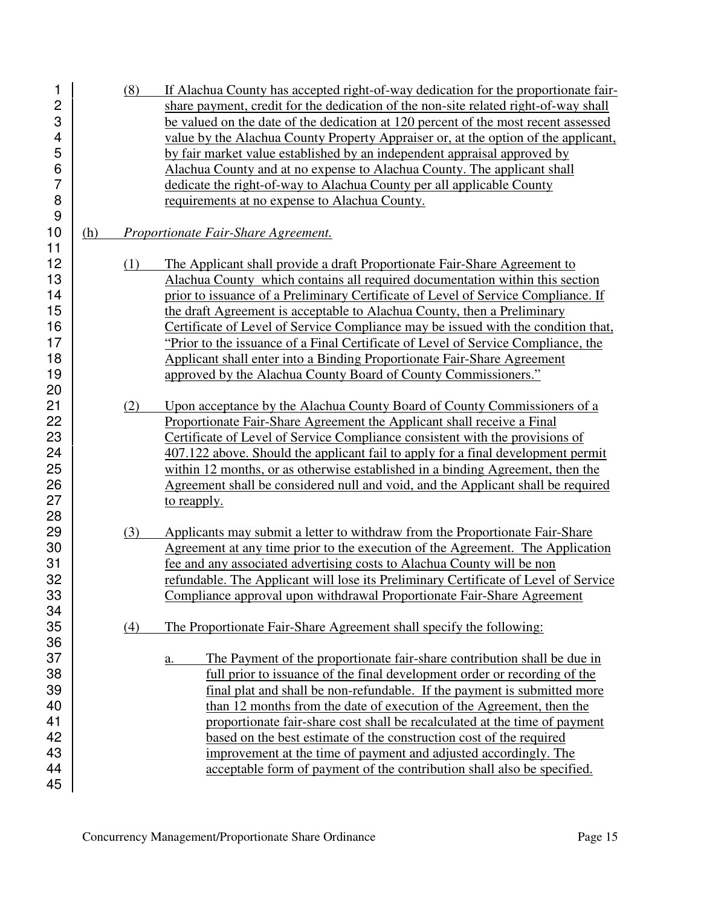(8) If Alachua County has accepted right-of-way dedication for the proportionate fair-share payment, credit for the dedication of the non-site related right-of-way shall be valued on the date of the dedication at 120 percent of the most recent assessed value by the Alachua County Property Appraiser or, at the option of the applicant, by fair market value established by an independent appraisal approved by Alachua County and at no expense to Alachua County. The applicant shall dedicate the right-of-way to Alachua County per all applicable County requirements at no expense to Alachua County.

(h) *Proportionate Fair-Share Agreement.*

(1) The Applicant shall provide a draft Proportionate Fair-Share Agreement to Alachua County which contains all required documentation within this section prior to issuance of a Preliminary Certificate of Level of Service Compliance. If the draft Agreement is acceptable to Alachua County, then a Preliminary Certificate of Level of Service Compliance may be issued with the condition that, "Prior to the issuance of a Final Certificate of Level of Service Compliance, the Applicant shall enter into a Binding Proportionate Fair-Share Agreement approved by the Alachua County Board of County Commissioners."

(2) Upon acceptance by the Alachua County Board of County Commissioners of a Proportionate Fair-Share Agreement the Applicant shall receive a Final Certificate of Level of Service Compliance consistent with the provisions of 407.122 above. Should the applicant fail to apply for a final development permit within 12 months, or as otherwise established in a binding Agreement, then the Agreement shall be considered null and void, and the Applicant shall be required to reapply.

(3) Applicants may submit a letter to withdraw from the Proportionate Fair-Share Agreement at any time prior to the execution of the Agreement. The Application fee and any associated advertising costs to Alachua County will be non refundable. The Applicant will lose its Preliminary Certificate of Level of Service Compliance approval upon withdrawal Proportionate Fair-Share Agreement

(4) The Proportionate Fair-Share Agreement shall specify the following:

a. The Payment of the proportionate fair-share contribution shall be due in full prior to issuance of the final development order or recording of the final plat and shall be non-refundable. If the payment is submitted more than 12 months from the date of execution of the Agreement, then the proportionate fair-share cost shall be recalculated at the time of payment based on the best estimate of the construction cost of the required improvement at the time of payment and adjusted accordingly. The acceptable form of payment of the contribution shall also be specified.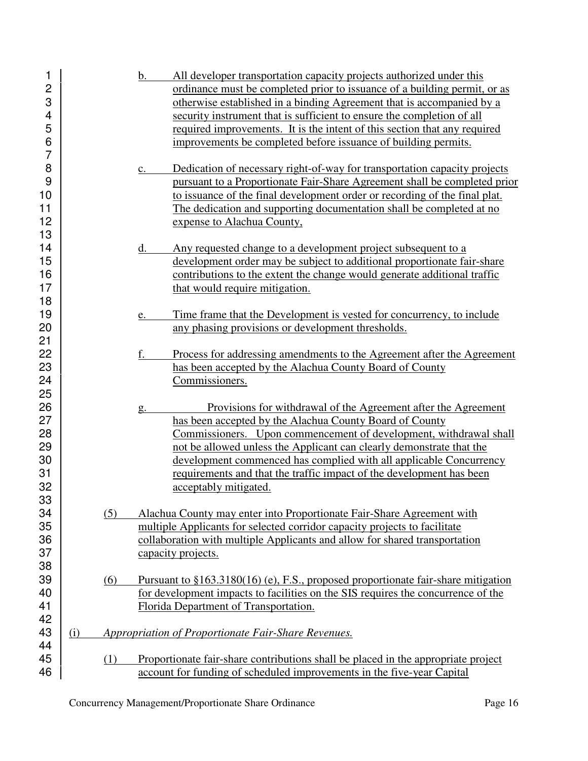b. All developer transportation capacity projects authorized under this ordinance must be completed prior to issuance of a building permit, or as otherwise established in a binding Agreement that is accompanied by a security instrument that is sufficient to ensure the completion of all required improvements. It is the intent of this section that any required improvements be completed before issuance of building permits.

c. Dedication of necessary right-of-way for transportation capacity projects pursuant to a Proportionate Fair-Share Agreement shall be completed prior to issuance of the final development order or recording of the final plat. The dedication and supporting documentation shall be completed at no expense to Alachua County,

d. Any requested change to a development project subsequent to a development order may be subject to additional proportionate fair-share contributions to the extent the change would generate additional traffic that would require mitigation.

e. Time frame that the Development is vested for concurrency, to include any phasing provisions or development thresholds.

f. Process for addressing amendments to the Agreement after the Agreement has been accepted by the Alachua County Board of County Commissioners.

g. Provisions for withdrawal of the Agreement after the Agreement has been accepted by the Alachua County Board of County Commissioners. Upon commencement of development, withdrawal shall not be allowed unless the Applicant can clearly demonstrate that the development commenced has complied with all applicable Concurrency requirements and that the traffic impact of the development has been acceptably mitigated.

(5) Alachua County may enter into Proportionate Fair-Share Agreement with multiple Applicants for selected corridor capacity projects to facilitate collaboration with multiple Applicants and allow for shared transportation capacity projects.

(6) Pursuant to §163.3180(16) (e), F.S., proposed proportionate fair-share mitigation for development impacts to facilities on the SIS requires the concurrence of the Florida Department of Transportation.

(i) *Appropriation of Proportionate Fair-Share Revenues.*

(1) Proportionate fair-share contributions shall be placed in the appropriate project account for funding of scheduled improvements in the five-year Capital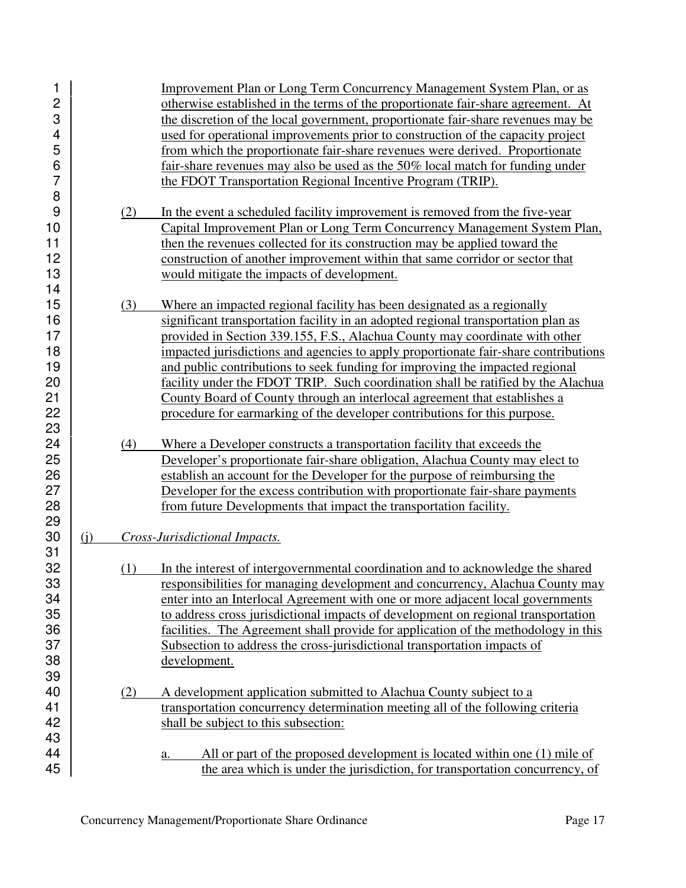Improvement Plan or Long Term Concurrency Management System Plan, or as otherwise established in the terms of the proportionate fair-share agreement. At the discretion of the local government, proportionate fair-share revenues may be used for operational improvements prior to construction of the capacity project from which the proportionate fair-share revenues were derived. Proportionate fair-share revenues may also be used as the 50% local match for funding under the FDOT Transportation Regional Incentive Program (TRIP).

(2) In the event a scheduled facility improvement is removed from the five-year Capital Improvement Plan or Long Term Concurrency Management System Plan, then the revenues collected for its construction may be applied toward the construction of another improvement within that same corridor or sector that would mitigate the impacts of development.

(3) Where an impacted regional facility has been designated as a regionally significant transportation facility in an adopted regional transportation plan as provided in Section 339.155, F.S., Alachua County may coordinate with other impacted jurisdictions and agencies to apply proportionate fair-share contributions and public contributions to seek funding for improving the impacted regional facility under the FDOT TRIP. Such coordination shall be ratified by the Alachua County Board of County through an interlocal agreement that establishes a procedure for earmarking of the developer contributions for this purpose.

(4) Where a Developer constructs a transportation facility that exceeds the Developer's proportionate fair-share obligation, Alachua County may elect to establish an account for the Developer for the purpose of reimbursing the Developer for the excess contribution with proportionate fair-share payments from future Developments that impact the transportation facility.

(j) *Cross-Jurisdictional Impacts.*

(1) In the interest of intergovernmental coordination and to acknowledge the shared responsibilities for managing development and concurrency, Alachua County may enter into an Interlocal Agreement with one or more adjacent local governments to address cross jurisdictional impacts of development on regional transportation facilities. The Agreement shall provide for application of the methodology in this Subsection to address the cross-jurisdictional transportation impacts of development.

(2) A development application submitted to Alachua County subject to a transportation concurrency determination meeting all of the following criteria shall be subject to this subsection:

a. All or part of the proposed development is located within one (1) mile of the area which is under the jurisdiction, for transportation concurrency, of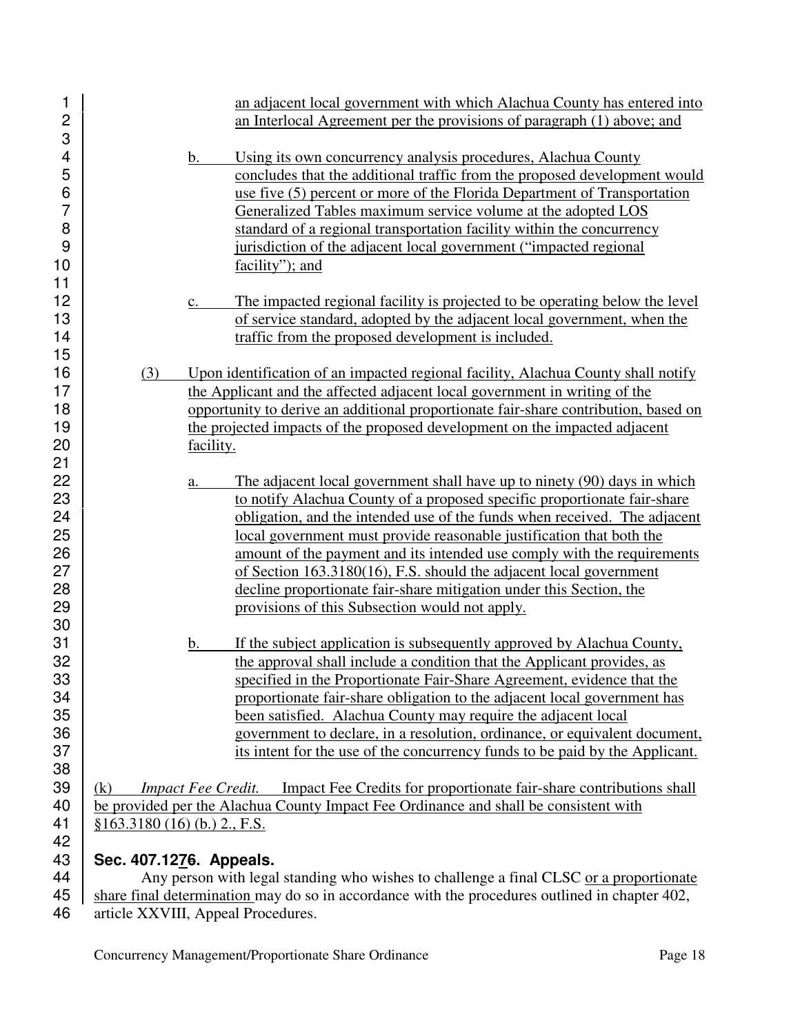an adjacent local government with which Alachua County has entered into an Interlocal Agreement per the provisions of paragraph (1) above; and

b. Using its own concurrency analysis procedures, Alachua County concludes that the additional traffic from the proposed development would use five (5) percent or more of the Florida Department of Transportation Generalized Tables maximum service volume at the adopted LOS standard of a regional transportation facility within the concurrency jurisdiction of the adjacent local government ("impacted regional facility"); and

c. The impacted regional facility is projected to be operating below the level of service standard, adopted by the adjacent local government, when the traffic from the proposed development is included.

(3) Upon identification of an impacted regional facility, Alachua County shall notify the Applicant and the affected adjacent local government in writing of the opportunity to derive an additional proportionate fair-share contribution, based on the projected impacts of the proposed development on the impacted adjacent facility.

a. The adjacent local government shall have up to ninety (90) days in which to notify Alachua County of a proposed specific proportionate fair-share obligation, and the intended use of the funds when received. The adjacent local government must provide reasonable justification that both the amount of the payment and its intended use comply with the requirements of Section 163.3180(16), F.S. should the adjacent local government decline proportionate fair-share mitigation under this Section, the provisions of this Subsection would not apply.

b. If the subject application is subsequently approved by Alachua County, the approval shall include a condition that the Applicant provides, as specified in the Proportionate Fair-Share Agreement, evidence that the proportionate fair-share obligation to the adjacent local government has been satisfied. Alachua County may require the adjacent local government to declare, in a resolution, ordinance, or equivalent document, its intent for the use of the concurrency funds to be paid by the Applicant.

(k) *Impact Fee Credit.* Impact Fee Credits for proportionate fair-share contributions shall be provided per the Alachua County Impact Fee Ordinance and shall be consistent with §163.3180 (16) (b.) 2., F.S.

## Sec. 407.1276. Appeals.

Any person with legal standing who wishes to challenge a final CLSC or a proportionate share final determination may do so in accordance with the procedures outlined in chapter 402, article XXVIII, Appeal Procedures.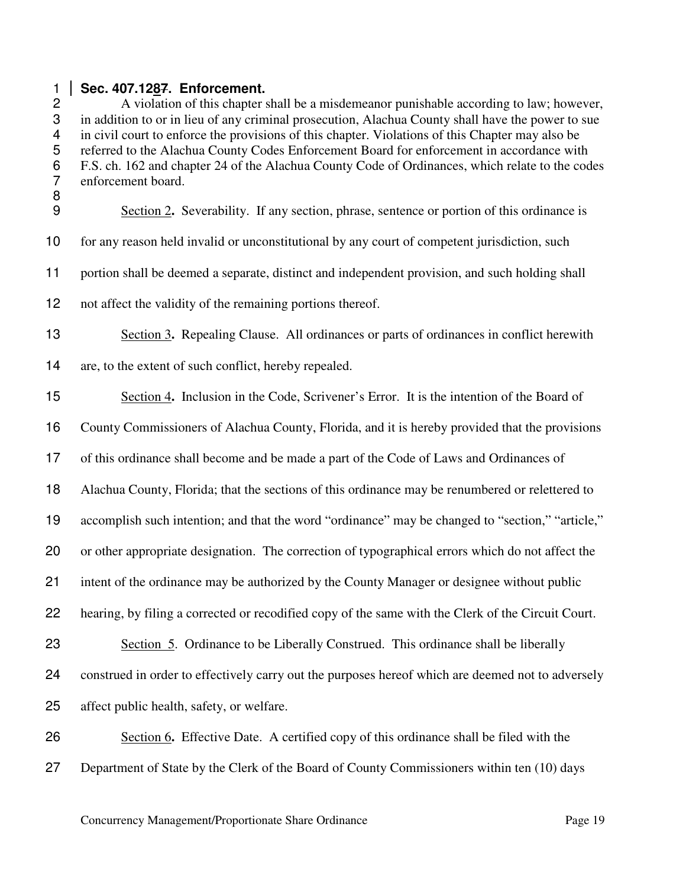**Sec. 407.1287. Enforcement.**

A violation of this chapter shall be a misdemeanor punishable according to law; however, in addition to or in lieu of any criminal prosecution, Alachua County shall have the power to sue in civil court to enforce the provisions of this chapter. Violations of this Chapter may also be referred to the Alachua County Codes Enforcement Board for enforcement in accordance with F.S. ch. 162 and chapter 24 of the Alachua County Code of Ordinances, which relate to the codes enforcement board.

Section 2**.** Severability. If any section, phrase, sentence or portion of this ordinance is for any reason held invalid or unconstitutional by any court of competent jurisdiction, such portion shall be deemed a separate, distinct and independent provision, and such holding shall not affect the validity of the remaining portions thereof.

Section 3**.** Repealing Clause. All ordinances or parts of ordinances in conflict herewith are, to the extent of such conflict, hereby repealed.

Section 4**.** Inclusion in the Code, Scrivener's Error. It is the intention of the Board of County Commissioners of Alachua County, Florida, and it is hereby provided that the provisions of this ordinance shall become and be made a part of the Code of Laws and Ordinances of Alachua County, Florida; that the sections of this ordinance may be renumbered or relettered to accomplish such intention; and that the word "ordinance" may be changed to "section," "article," or other appropriate designation. The correction of typographical errors which do not affect the intent of the ordinance may be authorized by the County Manager or designee without public hearing, by filing a corrected or recodified copy of the same with the Clerk of the Circuit Court.

Section 5. Ordinance to be Liberally Construed. This ordinance shall be liberally construed in order to effectively carry out the purposes hereof which are deemed not to adversely affect public health, safety, or welfare.

Section 6**.** Effective Date. A certified copy of this ordinance shall be filed with the Department of State by the Clerk of the Board of County Commissioners within ten (10) days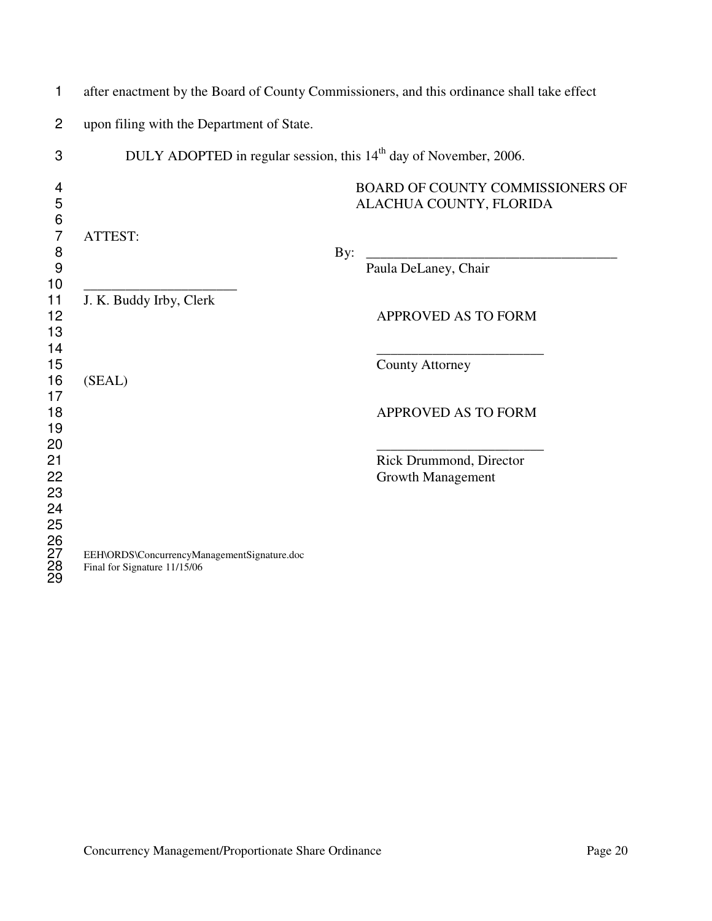after enactment by the Board of County Commissioners, and this ordinance shall take effect upon filing with the Department of State.

DULY ADOPTED in regular session, this 14th day of November, 2006.

BOARD OF COUNTY COMMISSIONERS OF ALACHUA COUNTY, FLORIDA

ATTEST:

By: ____________________________________
Paula DeLaney, Chair

_____________________
J. K. Buddy Irby, Clerk

APPROVED AS TO FORM

________________________
County Attorney

(SEAL)

APPROVED AS TO FORM

________________________
Rick Drummond, Director
Growth Management

EEH\ORDS\ConcurrencyManagementSignature.doc
Final for Signature 11/15/06